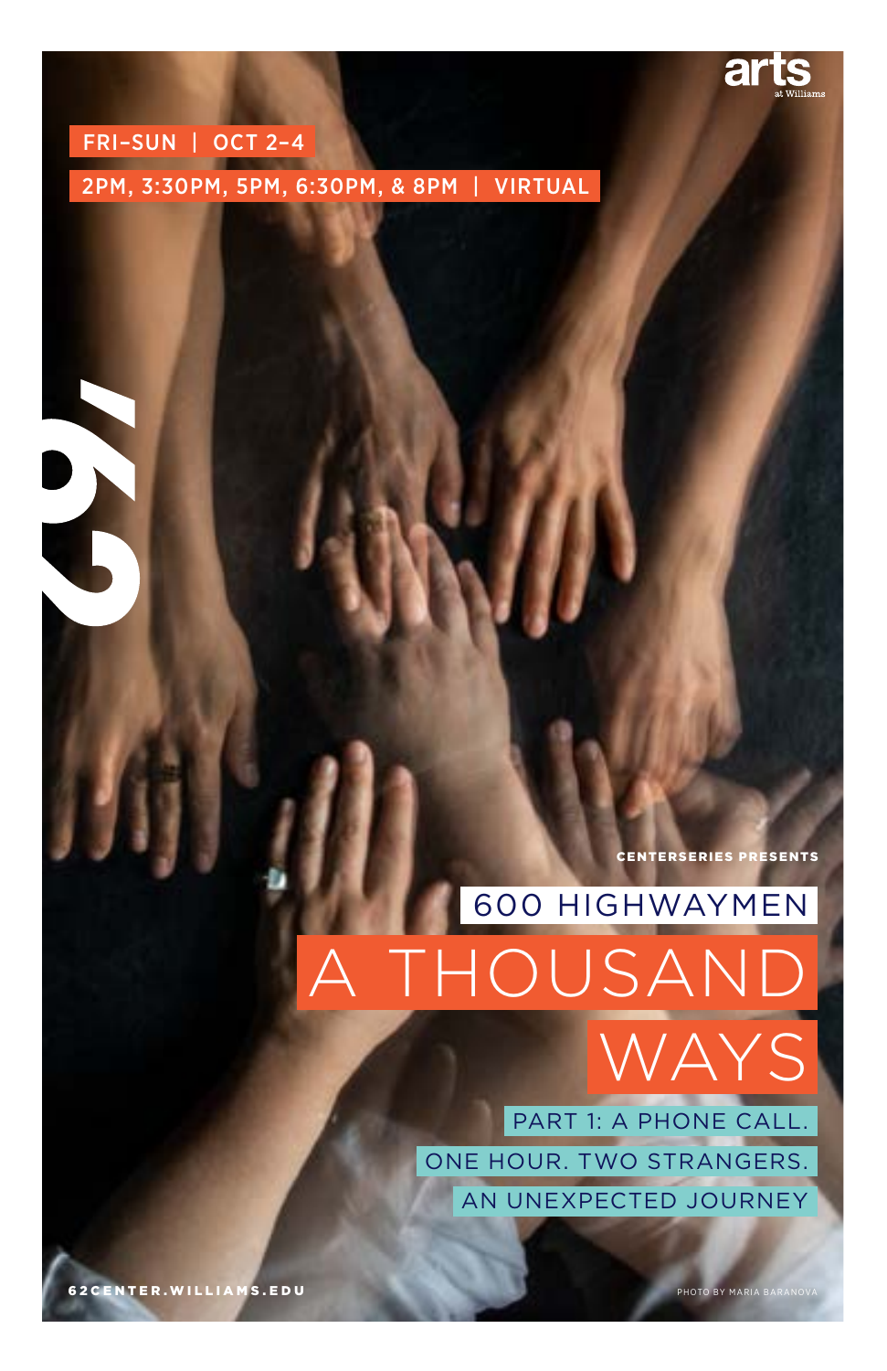FRI–SUN | OCT 2–4

2PM, 3:30PM, 5PM, 6:30PM, & 8PM | VIRTUAL

arts at Williams

'62

CENTERSERIES PRESENTS

600 HIGHWAYMEN

# A THOUSAND WAYS

PART 1: A PHONE CALL.

ONE HOUR. TWO STRANGERS.

AN UNEXPECTED JOURNEY

62CENTER.WILLIAMS.EDU

PHOTO BY MARIA BARANOVA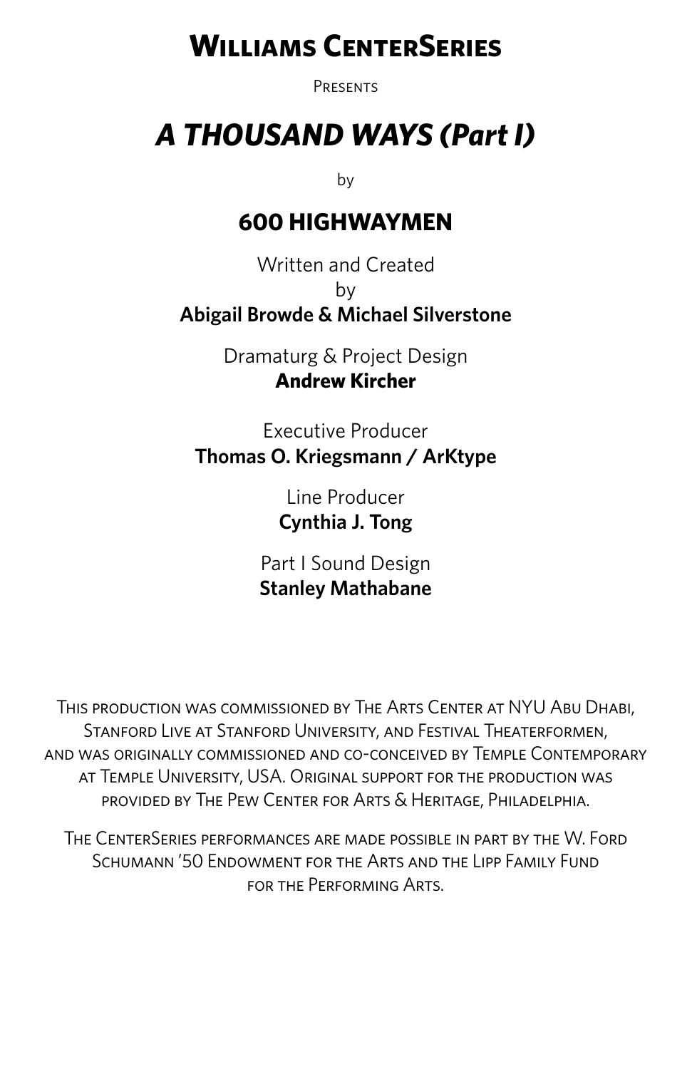# Williams CenterSeries

Presents

# *A THOUSAND WAYS (Part I)*

by

## 600 HIGHWAYMEN

Written and Created
by
**Abigail Browde & Michael Silverstone**

Dramaturg & Project Design
**Andrew Kircher**

Executive Producer
**Thomas O. Kriegsmann / ArKtype**

Line Producer
**Cynthia J. Tong**

Part I Sound Design
**Stanley Mathabane**

This production was commissioned by The Arts Center at NYU Abu Dhabi, Stanford Live at Stanford University, and Festival Theaterformen, and was originally commissioned and co-conceived by Temple Contemporary at Temple University, USA. Original support for the production was provided by The Pew Center for Arts & Heritage, Philadelphia.

The CenterSeries performances are made possible in part by the W. Ford Schumann '50 Endowment for the Arts and the Lipp Family Fund for the Performing Arts.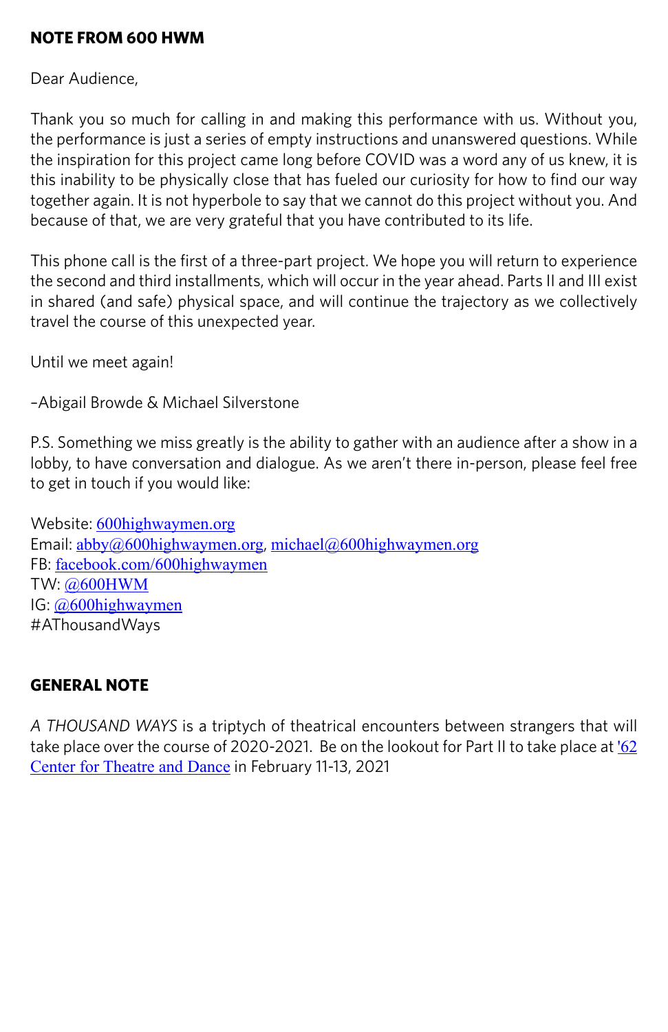## NOTE FROM 600 HWM

Dear Audience,

Thank you so much for calling in and making this performance with us. Without you, the performance is just a series of empty instructions and unanswered questions. While the inspiration for this project came long before COVID was a word any of us knew, it is this inability to be physically close that has fueled our curiosity for how to find our way together again. It is not hyperbole to say that we cannot do this project without you. And because of that, we are very grateful that you have contributed to its life.

This phone call is the first of a three-part project. We hope you will return to experience the second and third installments, which will occur in the year ahead. Parts II and III exist in shared (and safe) physical space, and will continue the trajectory as we collectively travel the course of this unexpected year.

Until we meet again!

–Abigail Browde & Michael Silverstone

P.S. Something we miss greatly is the ability to gather with an audience after a show in a lobby, to have conversation and dialogue. As we aren't there in-person, please feel free to get in touch if you would like:

Website: 600highwaymen.org
Email: abby@600highwaymen.org, michael@600highwaymen.org
FB: facebook.com/600highwaymen
TW: @600HWM
IG: @600highwaymen
#AThousandWays

## GENERAL NOTE

*A THOUSAND WAYS* is a triptych of theatrical encounters between strangers that will take place over the course of 2020-2021. Be on the lookout for Part II to take place at '62 Center for Theatre and Dance in February 11-13, 2021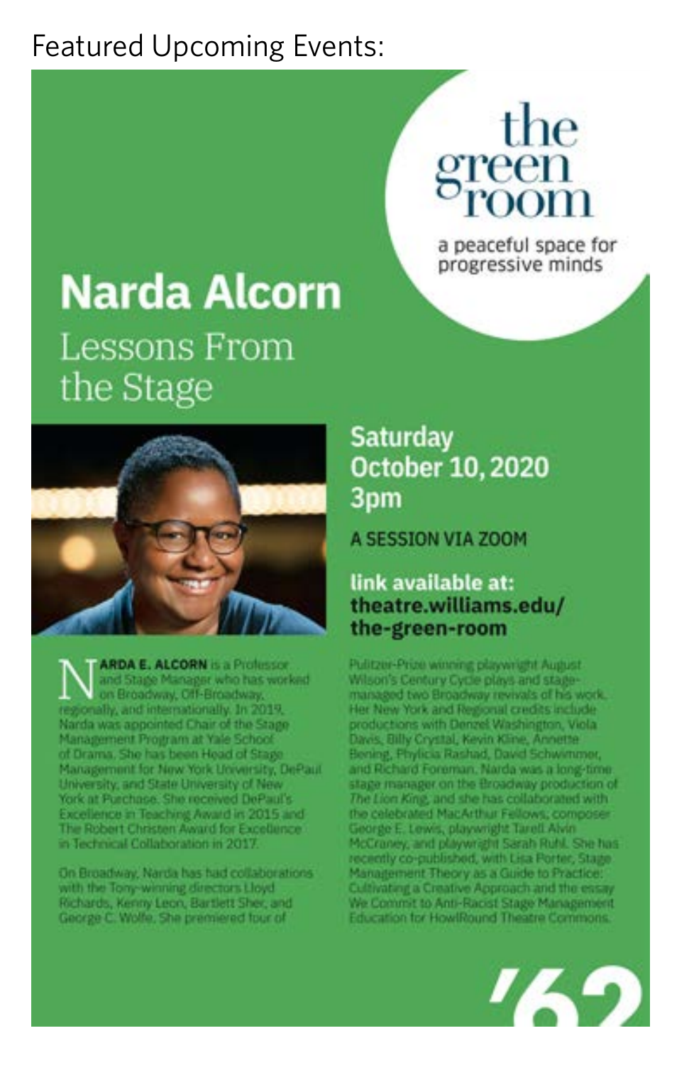Featured Upcoming Events:

# the green room

a peaceful space for progressive minds

## Narda Alcorn

### Lessons From the Stage

**Saturday October 10, 2020 3pm**

**A SESSION VIA ZOOM**

**link available at: theatre.williams.edu/the-green-room**

**NARDA E. ALCORN** is a Professor and Stage Manager who has worked on Broadway, Off-Broadway, regionally, and internationally. In 2019, Narda was appointed Chair of the Stage Management Program at Yale School of Drama. She has been Head of Stage Management for New York University, DePaul University, and State University of New York at Purchase. She received DePaul's Excellence in Teaching Award in 2015 and The Robert Christen Award for Excellence in Technical Collaboration in 2017.

On Broadway, Narda has had collaborations with the Tony-winning directors Lloyd Richards, Kenny Leon, Bartlett Sher, and George C. Wolfe. She premiered four of Pulitzer-Prize winning playwright August Wilson's Century Cycle plays and stage-managed two Broadway revivals of his work. Her New York and Regional credits include productions with Denzel Washington, Viola Davis, Billy Crystal, Kevin Kline, Annette Bening, Phylicia Rashad, David Schwimmer, and Richard Foreman. Narda was a long-time stage manager on the Broadway production of *The Lion King*, and she has collaborated with the celebrated MacArthur Fellows, composer George E. Lewis, playwright Tarell Alvin McCraney, and playwright Sarah Ruhl. She has recently co-published, with Lisa Porter, Stage Management Theory as a Guide to Practice: Cultivating a Creative Approach and the essay We Commit to Anti-Racist Stage Management Education for HowlRound Theatre Commons.

'62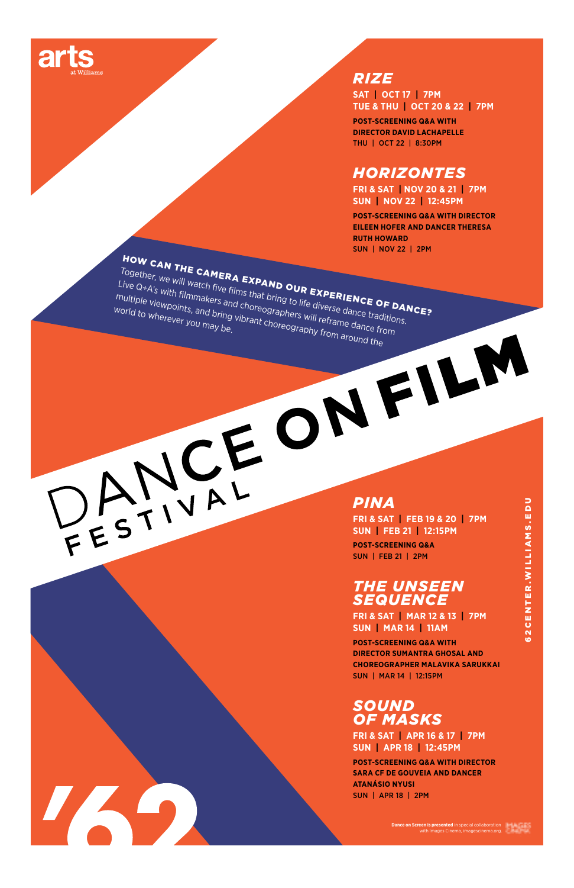arts at Williams

# DANCE ON FILM FESTIVAL

**HOW CAN THE CAMERA EXPAND OUR EXPERIENCE OF DANCE?**

Together, we will watch five films that bring to life diverse dance traditions. Live Q+A's with filmmakers and choreographers will reframe dance from multiple viewpoints, and bring vibrant choreography from around the world to wherever you may be.

## *RIZE*

**SAT | OCT 17 | 7PM**
**TUE & THU | OCT 20 & 22 | 7PM**

**POST-SCREENING Q&A WITH DIRECTOR DAVID LACHAPELLE**
THU | OCT 22 | 8:30PM

## *HORIZONTES*

**FRI & SAT | NOV 20 & 21 | 7PM**
**SUN | NOV 22 | 12:45PM**

**POST-SCREENING Q&A WITH DIRECTOR EILEEN HOFER AND DANCER THERESA RUTH HOWARD**
SUN | NOV 22 | 2PM

## *PINA*

**FRI & SAT | FEB 19 & 20 | 7PM**
**SUN | FEB 21 | 12:15PM**

**POST-SCREENING Q&A**
SUN | FEB 21 | 2PM

## *THE UNSEEN SEQUENCE*

**FRI & SAT | MAR 12 & 13 | 7PM**
**SUN | MAR 14 | 11AM**

**POST-SCREENING Q&A WITH DIRECTOR SUMANTRA GHOSAL AND CHOREOGRAPHER MALAVIKA SARUKKAI**
SUN | MAR 14 | 12:15PM

## *SOUND OF MASKS*

**FRI & SAT | APR 16 & 17 | 7PM**
**SUN | APR 18 | 12:45PM**

**POST-SCREENING Q&A WITH DIRECTOR SARA CF DE GOUVEIA AND DANCER ATANÁSIO NYUSI**
SUN | APR 18 | 2PM

62CENTER.WILLIAMS.EDU

'62

**Dance on Screen is presented** in special collaboration with Images Cinema, imagescinema.org.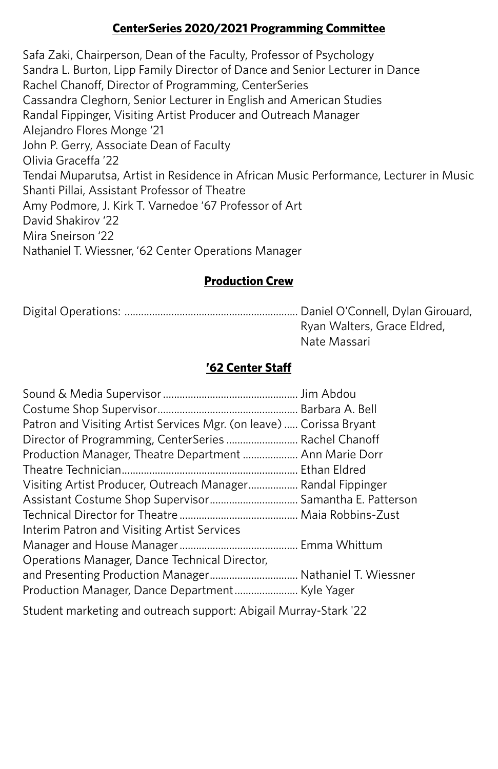## CenterSeries 2020/2021 Programming Committee

Safa Zaki, Chairperson, Dean of the Faculty, Professor of Psychology
Sandra L. Burton, Lipp Family Director of Dance and Senior Lecturer in Dance
Rachel Chanoff, Director of Programming, CenterSeries
Cassandra Cleghorn, Senior Lecturer in English and American Studies
Randal Fippinger, Visiting Artist Producer and Outreach Manager
Alejandro Flores Monge '21
John P. Gerry, Associate Dean of Faculty
Olivia Graceffa '22
Tendai Muparutsa, Artist in Residence in African Music Performance, Lecturer in Music
Shanti Pillai, Assistant Professor of Theatre
Amy Podmore, J. Kirk T. Varnedoe '67 Professor of Art
David Shakirov '22
Mira Sneirson '22
Nathaniel T. Wiessner, '62 Center Operations Manager

## Production Crew

Digital Operations: .............................................................. Daniel O'Connell, Dylan Girouard, Ryan Walters, Grace Eldred, Nate Massari

## '62 Center Staff

Sound & Media Supervisor ................................................ Jim Abdou
Costume Shop Supervisor.................................................. Barbara A. Bell
Patron and Visiting Artist Services Mgr. (on leave) ..... Corissa Bryant
Director of Programming, CenterSeries .......................... Rachel Chanoff
Production Manager, Theatre Department .................... Ann Marie Dorr
Theatre Technician............................................................... Ethan Eldred
Visiting Artist Producer, Outreach Manager.................. Randal Fippinger
Assistant Costume Shop Supervisor................................ Samantha E. Patterson
Technical Director for Theatre .......................................... Maia Robbins-Zust
Interim Patron and Visiting Artist Services Manager and House Manager .......................................... Emma Whittum
Operations Manager, Dance Technical Director, and Presenting Production Manager................................ Nathaniel T. Wiessner
Production Manager, Dance Department....................... Kyle Yager

Student marketing and outreach support: Abigail Murray-Stark '22